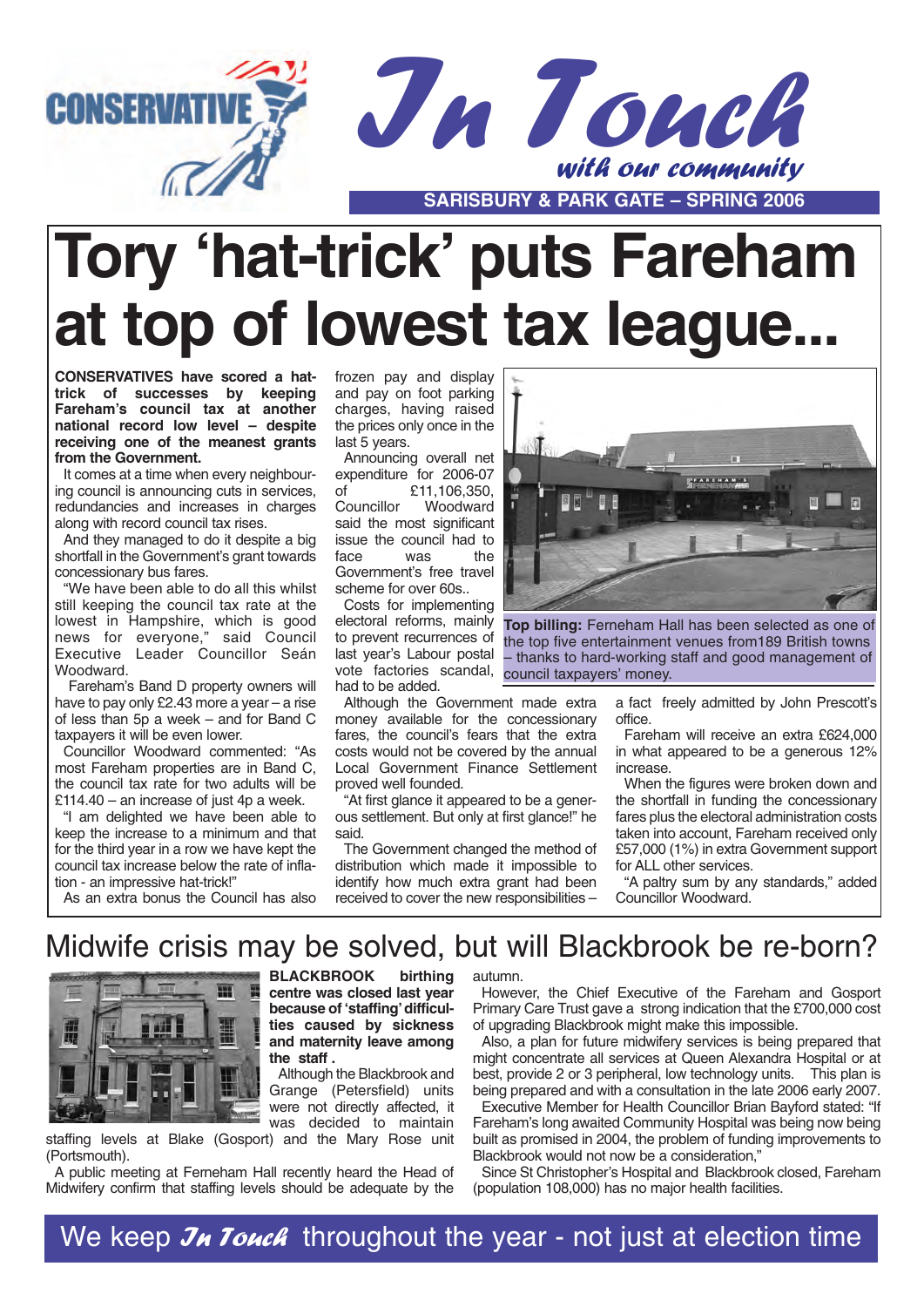CONSERVATIVE

# In Touch

*with our community*

**SARISBURY & PARK GATE – SPRING 2006**

# Tory 'hat-trick' puts Fareham at top of lowest tax league...

**CONSERVATIVES have scored a hat-trick of successes by keeping Fareham's council tax at another national record low level – despite receiving one of the meanest grants from the Government.**

It comes at a time when every neighbouring council is announcing cuts in services, redundancies and increases in charges along with record council tax rises.

And they managed to do it despite a big shortfall in the Government's grant towards concessionary bus fares.

"We have been able to do all this whilst still keeping the council tax rate at the lowest in Hampshire, which is good news for everyone," said Council Executive Leader Councillor Seán Woodward.

Fareham's Band D property owners will have to pay only £2.43 more a year – a rise of less than 5p a week – and for Band C taxpayers it will be even lower.

Councillor Woodward commented: "As most Fareham properties are in Band C, the council tax rate for two adults will be £114.40 – an increase of just 4p a week.

"I am delighted we have been able to keep the increase to a minimum and that for the third year in a row we have kept the council tax increase below the rate of inflation - an impressive hat-trick!"

As an extra bonus the Council has also frozen pay and display and pay on foot parking charges, having raised the prices only once in the last 5 years.

Announcing overall net expenditure for 2006-07 of £11,106,350, Councillor Woodward said the most significant issue the council had to face was the Government's free travel scheme for over 60s..

Costs for implementing electoral reforms, mainly to prevent recurrences of last year's Labour postal vote factories scandal, had to be added.

Although the Government made extra money available for the concessionary fares, the council's fears that the extra costs would not be covered by the annual Local Government Finance Settlement proved well founded.

"At first glance it appeared to be a generous settlement. But only at first glance!" he said.

The Government changed the method of distribution which made it impossible to identify how much extra grant had been received to cover the new responsibilities – a fact freely admitted by John Prescott's office.

Fareham will receive an extra £624,000 in what appeared to be a generous 12% increase.

When the figures were broken down and the shortfall in funding the concessionary fares plus the electoral administration costs taken into account, Fareham received only £57,000 (1%) in extra Government support for ALL other services.

"A paltry sum by any standards," added Councillor Woodward.

**Top billing:** Ferneham Hall has been selected as one of the top five entertainment venues from189 British towns – thanks to hard-working staff and good management of council taxpayers' money.

## Midwife crisis may be solved, but will Blackbrook be re-born?

**BLACKBROOK birthing centre was closed last year because of 'staffing' difficulties caused by sickness and maternity leave among the staff .**

Although the Blackbrook and Grange (Petersfield) units were not directly affected, it was decided to maintain staffing levels at Blake (Gosport) and the Mary Rose unit (Portsmouth).

A public meeting at Ferneham Hall recently heard the Head of Midwifery confirm that staffing levels should be adequate by the autumn.

However, the Chief Executive of the Fareham and Gosport Primary Care Trust gave a strong indication that the £700,000 cost of upgrading Blackbrook might make this impossible.

Also, a plan for future midwifery services is being prepared that might concentrate all services at Queen Alexandra Hospital or at best, provide 2 or 3 peripheral, low technology units. This plan is being prepared and with a consultation in the late 2006 early 2007.

Executive Member for Health Councillor Brian Bayford stated: "If Fareham's long awaited Community Hospital was being now being built as promised in 2004, the problem of funding improvements to Blackbrook would not now be a consideration,"

Since St Christopher's Hospital and Blackbrook closed, Fareham (population 108,000) has no major health facilities.

**We keep *In Touch* throughout the year - not just at election time**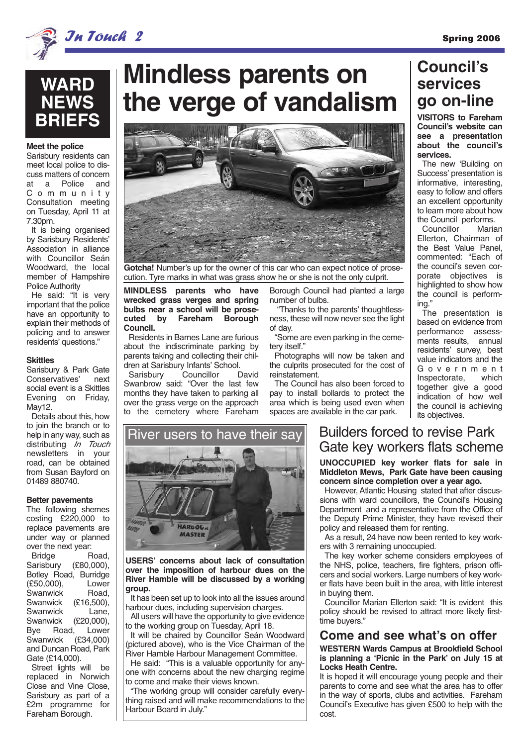# WARD NEWS BRIEFS

### Meet the police

Sarisbury residents can meet local police to discuss matters of concern at a Police and Community Consultation meeting on Tuesday, April 11 at 7.30pm.

It is being organised by Sarisbury Residents' Association in alliance with Councillor Seán Woodward, the local member of Hampshire Police Authority

He said: "It is very important that the police have an opportunity to explain their methods of policing and to answer residents' questions."

### Skittles

Sarisbury & Park Gate Conservatives' next social event is a Skittles Evening on Friday, May12.

Details about this, how to join the branch or to help in any way, such as distributing *In Touch* newsletters in your road, can be obtained from Susan Bayford on 01489 880740.

### Better pavements

The following shemes costing £220,000 to replace pavements are under way or planned over the next year:

Bridge Road, Sarisbury (£80,000), Botley Road, Burridge (£50,000), Lower Swanwick Road, Swanwick (£16,500), Swanwick Lane, Swanwick (£20,000), Bye Road, Lower Swanwick (£34,000) and Duncan Road, Park Gate (£14,000).

Street lights will be replaced in Norwich Close and Vine Close, Sarisbury as part of a £2m programme for Fareham Borough.

# Mindless parents on the verge of vandalism

**Gotcha!** Number's up for the owner of this car who can expect notice of prosecution. Tyre marks in what was grass show he or she is not the only culprit.

**MINDLESS parents who have wrecked grass verges and spring bulbs near a school will be prosecuted by Fareham Borough Council.**

Residents in Barnes Lane are furious about the indiscriminate parking by parents taking and collecting their children at Sarisbury Infants' School.

Sarisbury Councillor David Swanbrow said: "Over the last few months they have taken to parking all over the grass verge on the approach to the cemetery where Fareham Borough Council had planted a large number of bulbs.

"Thanks to the parents' thoughtlessness, these will now never see the light of day.

"Some are even parking in the cemetery itself."

Photographs will now be taken and the culprits prosecuted for the cost of reinstatement.

The Council has also been forced to pay to install bollards to protect the area which is being used even when spaces are available in the car park.

## River users to have their say

**USERS' concerns about lack of consultation over the imposition of harbour dues on the River Hamble will be discussed by a working group.**

It has been set up to look into all the issues around harbour dues, including supervision charges.

All users will have the opportunity to give evidence to the working group on Tuesday, April 18.

It will be chaired by Councillor Seán Woodward (pictured above), who is the Vice Chairman of the River Hamble Harbour Management Committee.

He said: "This is a valuable opportunity for anyone with concerns about the new charging regime to come and make their views known.

"The working group will consider carefully everything raised and will make recommendations to the Harbour Board in July."

## Council's services go on-line

**VISITORS to Fareham Council's website can see a presentation about the council's services.**

The new 'Building on Success' presentation is informative, interesting, easy to follow and offers an excellent opportunity to learn more about how the Council performs.

Councillor Marian Ellerton, Chairman of the Best Value Panel, commented: "Each of the council's seven corporate objectives is highlighted to show how the council is performing."

The presentation is based on evidence from performance assessments results, annual residents' survey, best value indicators and the Government Inspectorate, which together give a good indication of how well the council is achieving its objectives.

## Builders forced to revise Park Gate key workers flats scheme

**UNOCCUPIED key worker flats for sale in Middleton Mews, Park Gate have been causing concern since completion over a year ago.**

However, Atlantic Housing stated that after discussions with ward councillors, the Council's Housing Department and a representative from the Office of the Deputy Prime Minister, they have revised their policy and released them for renting.

As a result, 24 have now been rented to key workers with 3 remaining unoccupied.

The key worker scheme considers employees of the NHS, police, teachers, fire fighters, prison officers and social workers. Large numbers of key worker flats have been built in the area, with little interest in buying them.

Councillor Marian Ellerton said: "It is evident this policy should be revised to attract more likely first-time buyers."

## Come and see what's on offer

**WESTERN Wards Campus at Brookfield School is planning a 'Picnic in the Park' on July 15 at Locks Heath Centre.**

It is hoped it will encourage young people and their parents to come and see what the area has to offer in the way of sports, clubs and activities. Fareham Council's Executive has given £500 to help with the cost.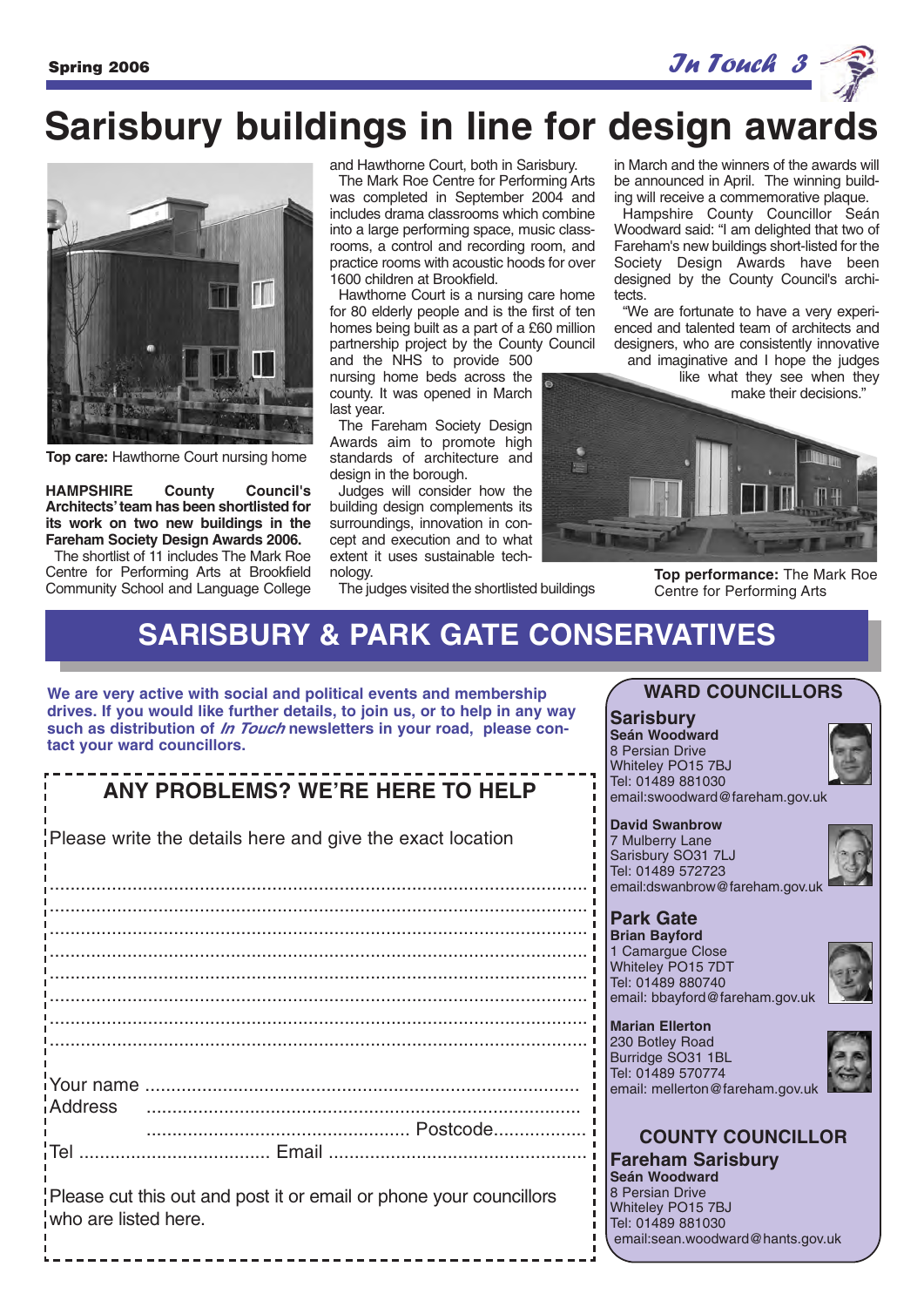# Sarisbury buildings in line for design awards

**Top care:** Hawthorne Court nursing home

**HAMPSHIRE County Council's Architects' team has been shortlisted for its work on two new buildings in the Fareham Society Design Awards 2006.**

The shortlist of 11 includes The Mark Roe Centre for Performing Arts at Brookfield Community School and Language College and Hawthorne Court, both in Sarisbury.

The Mark Roe Centre for Performing Arts was completed in September 2004 and includes drama classrooms which combine into a large performing space, music classrooms, a control and recording room, and practice rooms with acoustic hoods for over 1600 children at Brookfield.

Hawthorne Court is a nursing care home for 80 elderly people and is the first of ten homes being built as a part of a £60 million partnership project by the County Council and the NHS to provide 500 nursing home beds across the county. It was opened in March last year.

The Fareham Society Design Awards aim to promote high standards of architecture and design in the borough.

Judges will consider how the building design complements its surroundings, innovation in concept and execution and to what extent it uses sustainable technology.

The judges visited the shortlisted buildings in March and the winners of the awards will be announced in April. The winning building will receive a commemorative plaque.

Hampshire County Councillor Seán Woodward said: "I am delighted that two of Fareham's new buildings short-listed for the Society Design Awards have been designed by the County Council's architects.

"We are fortunate to have a very experienced and talented team of architects and designers, who are consistently innovative and imaginative and I hope the judges like what they see when they make their decisions."

**Top performance:** The Mark Roe Centre for Performing Arts

## SARISBURY & PARK GATE CONSERVATIVES

**We are very active with social and political events and membership drives. If you would like further details, to join us, or to help in any way such as distribution of *In Touch* newsletters in your road, please contact your ward councillors.**

### ANY PROBLEMS? WE'RE HERE TO HELP

Please write the details here and give the exact location

..............................................................................................................

..............................................................................................................

..............................................................................................................

..............................................................................................................

..............................................................................................................

..............................................................................................................

..............................................................................................................

..............................................................................................................

Your name ...................................................................................

Address ...................................................................................

.................................................. Postcode..................

Tel .................................... Email .................................................

Please cut this out and post it or email or phone your councillors who are listed here.

### WARD COUNCILLORS

**Sarisbury**

**Seán Woodward**
8 Persian Drive
Whiteley PO15 7BJ
Tel: 01489 881030
email:swoodward@fareham.gov.uk

**David Swanbrow**
7 Mulberry Lane
Sarisbury SO31 7LJ
Tel: 01489 572723
email:dswanbrow@fareham.gov.uk

**Park Gate**

**Brian Bayford**
1 Camargue Close
Whiteley PO15 7DT
Tel: 01489 880740
email: bbayford@fareham.gov.uk

**Marian Ellerton**
230 Botley Road
Burridge SO31 1BL
Tel: 01489 570774
email: mellerton@fareham.gov.uk

### COUNTY COUNCILLOR

**Fareham Sarisbury**

**Seán Woodward**
8 Persian Drive
Whiteley PO15 7BJ
Tel: 01489 881030
email:sean.woodward@hants.gov.uk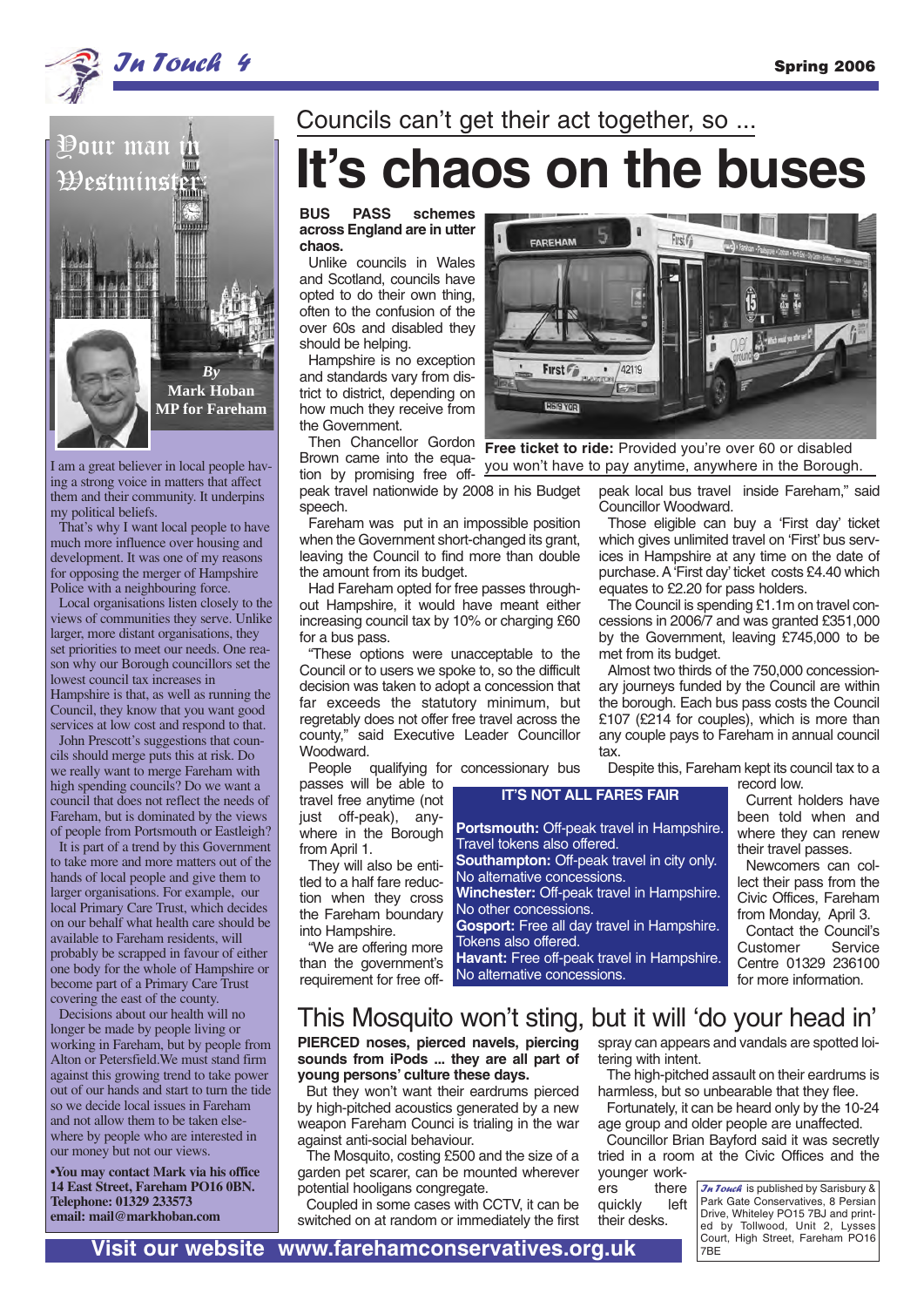## Your man in Westminster

*By* **Mark Hoban MP for Fareham**

I am a great believer in local people having a strong voice in matters that affect them and their community. It underpins my political beliefs.

That's why I want local people to have much more influence over housing and development. It was one of my reasons for opposing the merger of Hampshire Police with a neighbouring force.

Local organisations listen closely to the views of communities they serve. Unlike larger, more distant organisations, they set priorities to meet our needs. One reason why our Borough councillors set the lowest council tax increases in Hampshire is that, as well as running the Council, they know that you want good services at low cost and respond to that.

John Prescott's suggestions that councils should merge puts this at risk. Do we really want to merge Fareham with high spending councils? Do we want a council that does not reflect the needs of Fareham, but is dominated by the views of people from Portsmouth or Eastleigh?

It is part of a trend by this Government to take more and more matters out of the hands of local people and give them to larger organisations. For example, our local Primary Care Trust, which decides on our behalf what health care should be available to Fareham residents, will probably be scrapped in favour of either one body for the whole of Hampshire or become part of a Primary Care Trust covering the east of the county.

Decisions about our health will no longer be made by people living or working in Fareham, but by people from Alton or Petersfield. We must stand firm against this growing trend to take power out of our hands and start to turn the tide so we decide local issues in Fareham and not allow them to be taken elsewhere by people who are interested in our money but not our views.

**•You may contact Mark via his office 14 East Street, Fareham PO16 0BN. Telephone: 01329 233573 email: mail@markhoban.com**

## Councils can't get their act together, so ...

# It's chaos on the buses

**BUS PASS schemes across England are in utter chaos.**

Unlike councils in Wales and Scotland, councils have opted to do their own thing, often to the confusion of the over 60s and disabled they should be helping.

Hampshire is no exception and standards vary from district to district, depending on how much they receive from the Government.

Then Chancellor Gordon Brown came into the equation by promising free off-peak travel nationwide by 2008 in his Budget speech.

Fareham was put in an impossible position when the Government short-changed its grant, leaving the Council to find more than double the amount from its budget.

Had Fareham opted for free passes throughout Hampshire, it would have meant either increasing council tax by 10% or charging £60 for a bus pass.

"These options were unacceptable to the Council or to users we spoke to, so the difficult decision was taken to adopt a concession that far exceeds the statutory minimum, but regretably does not offer free travel across the county," said Executive Leader Councillor Woodward.

People qualifying for concessionary bus passes will be able to travel free anytime (not just off-peak), anywhere in the Borough from April 1.

They will also be entitled to a half fare reduction when they cross the Fareham boundary into Hampshire.

"We are offering more than the government's requirement for free off-peak local bus travel inside Fareham," said Councillor Woodward.

Those eligible can buy a 'First day' ticket which gives unlimited travel on 'First' bus services in Hampshire at any time on the date of purchase. A 'First day' ticket costs £4.40 which equates to £2.20 for pass holders.

The Council is spending £1.1m on travel concessions in 2006/7 and was granted £351,000 by the Government, leaving £745,000 to be met from its budget.

Almost two thirds of the 750,000 concessionary journeys funded by the Council are within the borough. Each bus pass costs the Council £107 (£214 for couples), which is more than any couple pays to Fareham in annual council tax.

Despite this, Fareham kept its council tax to a record low.

Current holders have been told when and where they can renew their travel passes.

Newcomers can collect their pass from the Civic Offices, Fareham from Monday, April 3.

Contact the Council's Customer Service Centre 01329 236100 for more information.

**Free ticket to ride:** Provided you're over 60 or disabled you won't have to pay anytime, anywhere in the Borough.

**IT'S NOT ALL FARES FAIR**

**Portsmouth:** Off-peak travel in Hampshire. Travel tokens also offered.
**Southampton:** Off-peak travel in city only. No alternative concessions.
**Winchester:** Off-peak travel in Hampshire. No other concessions.
**Gosport:** Free all day travel in Hampshire. Tokens also offered.
**Havant:** Free off-peak travel in Hampshire. No alternative concessions.

## This Mosquito won't sting, but it will 'do your head in'

**PIERCED noses, pierced navels, piercing sounds from iPods ... they are all part of young persons' culture these days.**

But they won't want their eardrums pierced by high-pitched acoustics generated by a new weapon Fareham Counci is trialing in the war against anti-social behaviour.

The Mosquito, costing £500 and the size of a garden pet scarer, can be mounted wherever potential hooligans congregate.

Coupled in some cases with CCTV, it can be switched on at random or immediately the first spray can appears and vandals are spotted loitering with intent.

The high-pitched assault on their eardrums is harmless, but so unbearable that they flee.

Fortunately, it can be heard only by the 10-24 age group and older people are unaffected.

Councillor Brian Bayford said it was secretly tried in a room at the Civic Offices and the younger workers there quickly left their desks.

*In Touch* is published by Sarisbury & Park Gate Conservatives, 8 Persian Drive, Whiteley PO15 7BJ and printed by Tollwood, Unit 2, Lysses Court, High Street, Fareham PO16 7BE

**Visit our website www.farehamconservatives.org.uk**